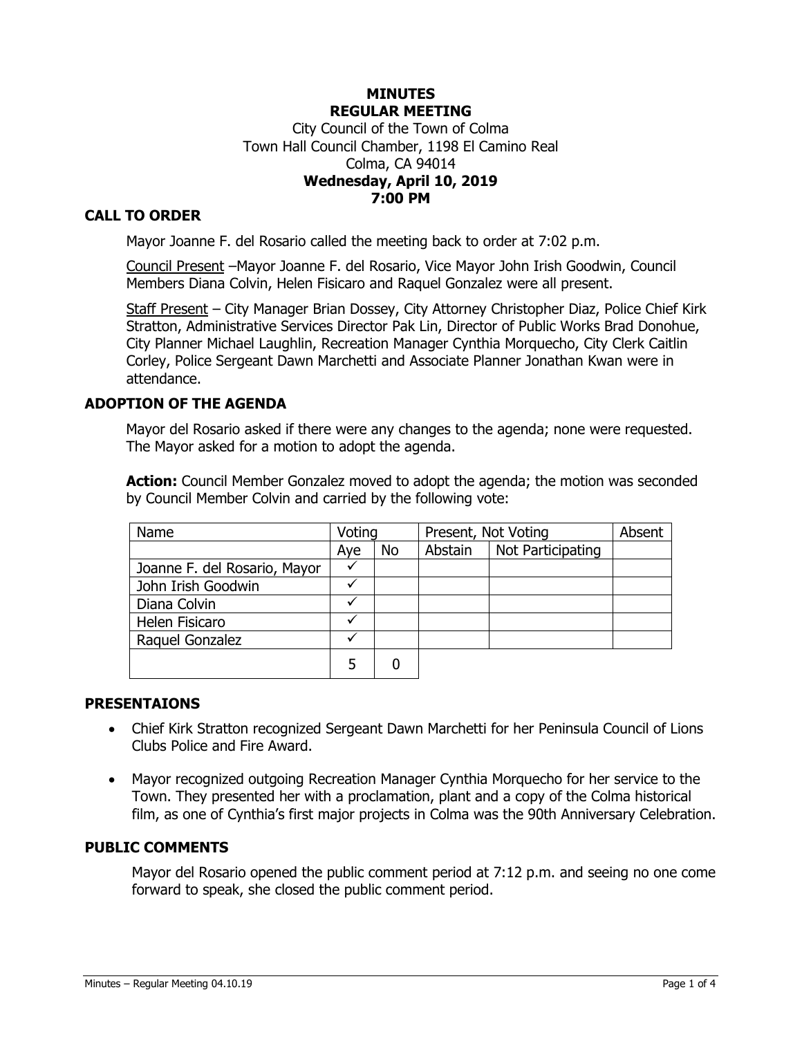# MINUTES
# REGULAR MEETING

City Council of the Town of Colma
Town Hall Council Chamber, 1198 El Camino Real
Colma, CA 94014
**Wednesday, April 10, 2019**
**7:00 PM**

## CALL TO ORDER

Mayor Joanne F. del Rosario called the meeting back to order at 7:02 p.m.

Council Present –Mayor Joanne F. del Rosario, Vice Mayor John Irish Goodwin, Council Members Diana Colvin, Helen Fisicaro and Raquel Gonzalez were all present.

Staff Present – City Manager Brian Dossey, City Attorney Christopher Diaz, Police Chief Kirk Stratton, Administrative Services Director Pak Lin, Director of Public Works Brad Donohue, City Planner Michael Laughlin, Recreation Manager Cynthia Morquecho, City Clerk Caitlin Corley, Police Sergeant Dawn Marchetti and Associate Planner Jonathan Kwan were in attendance.

## ADOPTION OF THE AGENDA

Mayor del Rosario asked if there were any changes to the agenda; none were requested. The Mayor asked for a motion to adopt the agenda.

**Action:** Council Member Gonzalez moved to adopt the agenda; the motion was seconded by Council Member Colvin and carried by the following vote:

| Name | Voting | | Present, Not Voting | | Absent |
|---|---|---|---|---|---|
| | Aye | No | Abstain | Not Participating | |
| Joanne F. del Rosario, Mayor | ✓ | | | | |
| John Irish Goodwin | ✓ | | | | |
| Diana Colvin | ✓ | | | | |
| Helen Fisicaro | ✓ | | | | |
| Raquel Gonzalez | ✓ | | | | |
| | 5 | 0 | | | |

## PRESENTAIONS

- Chief Kirk Stratton recognized Sergeant Dawn Marchetti for her Peninsula Council of Lions Clubs Police and Fire Award.
- Mayor recognized outgoing Recreation Manager Cynthia Morquecho for her service to the Town. They presented her with a proclamation, plant and a copy of the Colma historical film, as one of Cynthia's first major projects in Colma was the 90th Anniversary Celebration.

## PUBLIC COMMENTS

Mayor del Rosario opened the public comment period at 7:12 p.m. and seeing no one come forward to speak, she closed the public comment period.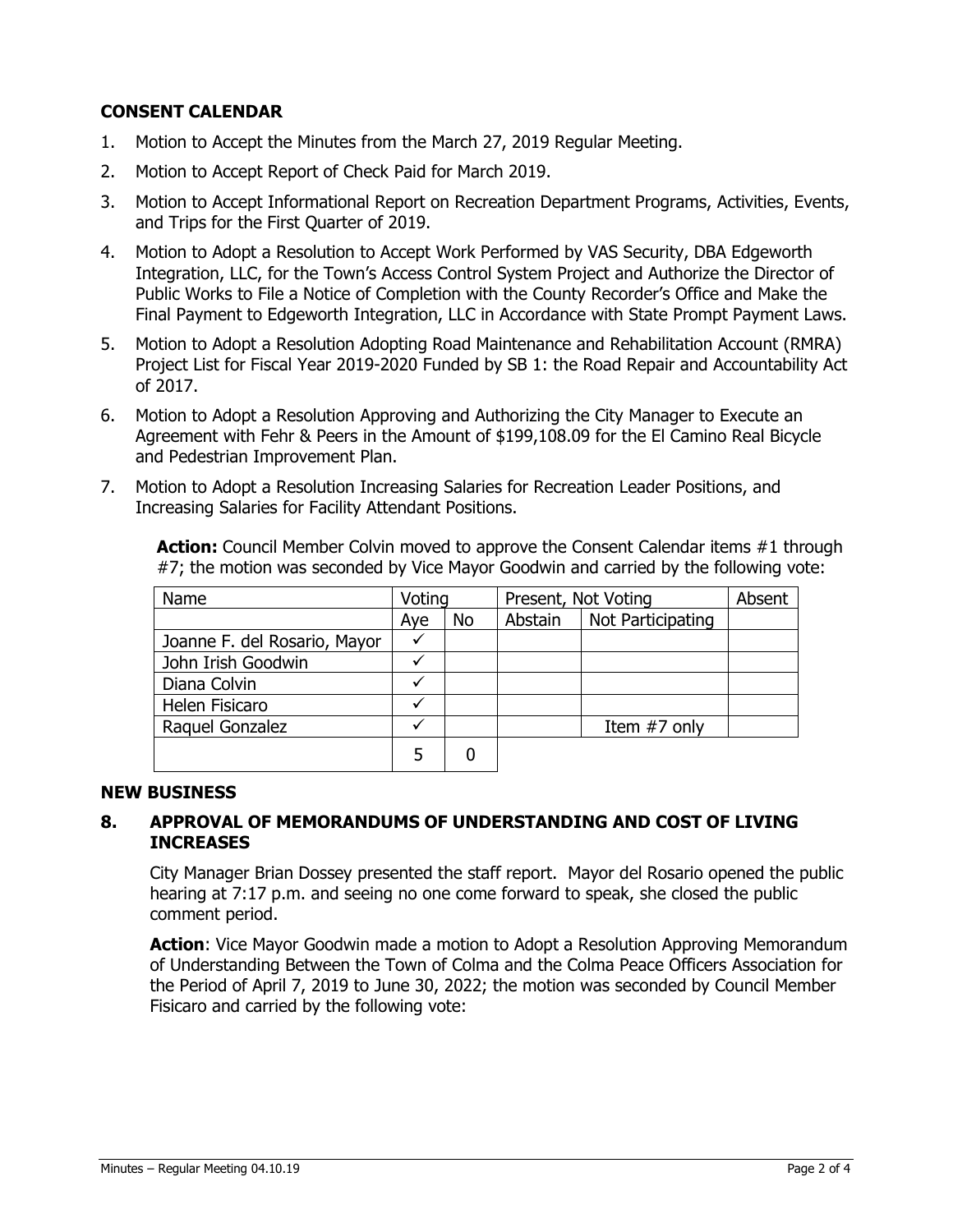**CONSENT CALENDAR**

1. Motion to Accept the Minutes from the March 27, 2019 Regular Meeting.
2. Motion to Accept Report of Check Paid for March 2019.
3. Motion to Accept Informational Report on Recreation Department Programs, Activities, Events, and Trips for the First Quarter of 2019.
4. Motion to Adopt a Resolution to Accept Work Performed by VAS Security, DBA Edgeworth Integration, LLC, for the Town's Access Control System Project and Authorize the Director of Public Works to File a Notice of Completion with the County Recorder's Office and Make the Final Payment to Edgeworth Integration, LLC in Accordance with State Prompt Payment Laws.
5. Motion to Adopt a Resolution Adopting Road Maintenance and Rehabilitation Account (RMRA) Project List for Fiscal Year 2019-2020 Funded by SB 1: the Road Repair and Accountability Act of 2017.
6. Motion to Adopt a Resolution Approving and Authorizing the City Manager to Execute an Agreement with Fehr & Peers in the Amount of $199,108.09 for the El Camino Real Bicycle and Pedestrian Improvement Plan.
7. Motion to Adopt a Resolution Increasing Salaries for Recreation Leader Positions, and Increasing Salaries for Facility Attendant Positions.

**Action:** Council Member Colvin moved to approve the Consent Calendar items #1 through #7; the motion was seconded by Vice Mayor Goodwin and carried by the following vote:

| Name | Voting | | Present, Not Voting | | Absent |
|---|---|---|---|---|---|
| | Aye | No | Abstain | Not Participating | |
| Joanne F. del Rosario, Mayor | ✓ | | | | |
| John Irish Goodwin | ✓ | | | | |
| Diana Colvin | ✓ | | | | |
| Helen Fisicaro | ✓ | | | | |
| Raquel Gonzalez | ✓ | | | Item #7 only | |
| | 5 | 0 | | | |

**NEW BUSINESS**

**8. APPROVAL OF MEMORANDUMS OF UNDERSTANDING AND COST OF LIVING INCREASES**

City Manager Brian Dossey presented the staff report. Mayor del Rosario opened the public hearing at 7:17 p.m. and seeing no one come forward to speak, she closed the public comment period.

**Action**: Vice Mayor Goodwin made a motion to Adopt a Resolution Approving Memorandum of Understanding Between the Town of Colma and the Colma Peace Officers Association for the Period of April 7, 2019 to June 30, 2022; the motion was seconded by Council Member Fisicaro and carried by the following vote: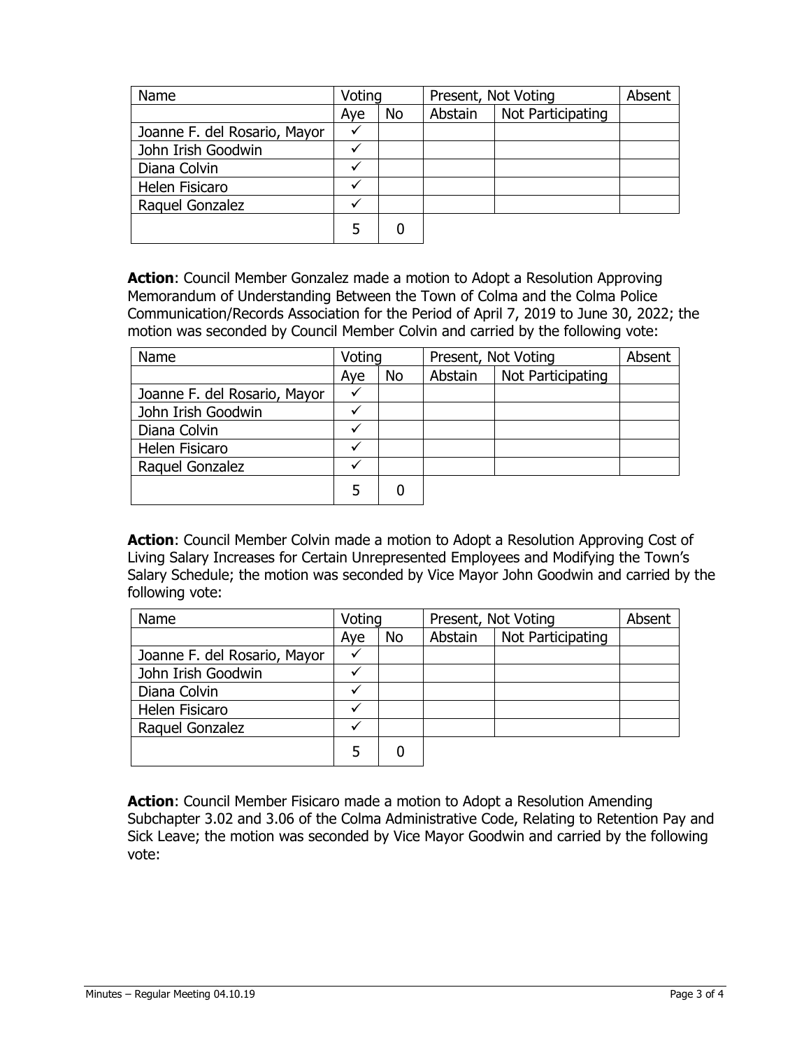| Name | Voting | | Present, Not Voting | | Absent |
|---|---|---|---|---|---|
| | Aye | No | Abstain | Not Participating | |
| Joanne F. del Rosario, Mayor | ✓ | | | | |
| John Irish Goodwin | ✓ | | | | |
| Diana Colvin | ✓ | | | | |
| Helen Fisicaro | ✓ | | | | |
| Raquel Gonzalez | ✓ | | | | |
| | 5 | 0 | | | |

**Action**: Council Member Gonzalez made a motion to Adopt a Resolution Approving Memorandum of Understanding Between the Town of Colma and the Colma Police Communication/Records Association for the Period of April 7, 2019 to June 30, 2022; the motion was seconded by Council Member Colvin and carried by the following vote:

| Name | Voting | | Present, Not Voting | | Absent |
|---|---|---|---|---|---|
| | Aye | No | Abstain | Not Participating | |
| Joanne F. del Rosario, Mayor | ✓ | | | | |
| John Irish Goodwin | ✓ | | | | |
| Diana Colvin | ✓ | | | | |
| Helen Fisicaro | ✓ | | | | |
| Raquel Gonzalez | ✓ | | | | |
| | 5 | 0 | | | |

**Action**: Council Member Colvin made a motion to Adopt a Resolution Approving Cost of Living Salary Increases for Certain Unrepresented Employees and Modifying the Town's Salary Schedule; the motion was seconded by Vice Mayor John Goodwin and carried by the following vote:

| Name | Voting | | Present, Not Voting | | Absent |
|---|---|---|---|---|---|
| | Aye | No | Abstain | Not Participating | |
| Joanne F. del Rosario, Mayor | ✓ | | | | |
| John Irish Goodwin | ✓ | | | | |
| Diana Colvin | ✓ | | | | |
| Helen Fisicaro | ✓ | | | | |
| Raquel Gonzalez | ✓ | | | | |
| | 5 | 0 | | | |

**Action**: Council Member Fisicaro made a motion to Adopt a Resolution Amending Subchapter 3.02 and 3.06 of the Colma Administrative Code, Relating to Retention Pay and Sick Leave; the motion was seconded by Vice Mayor Goodwin and carried by the following vote: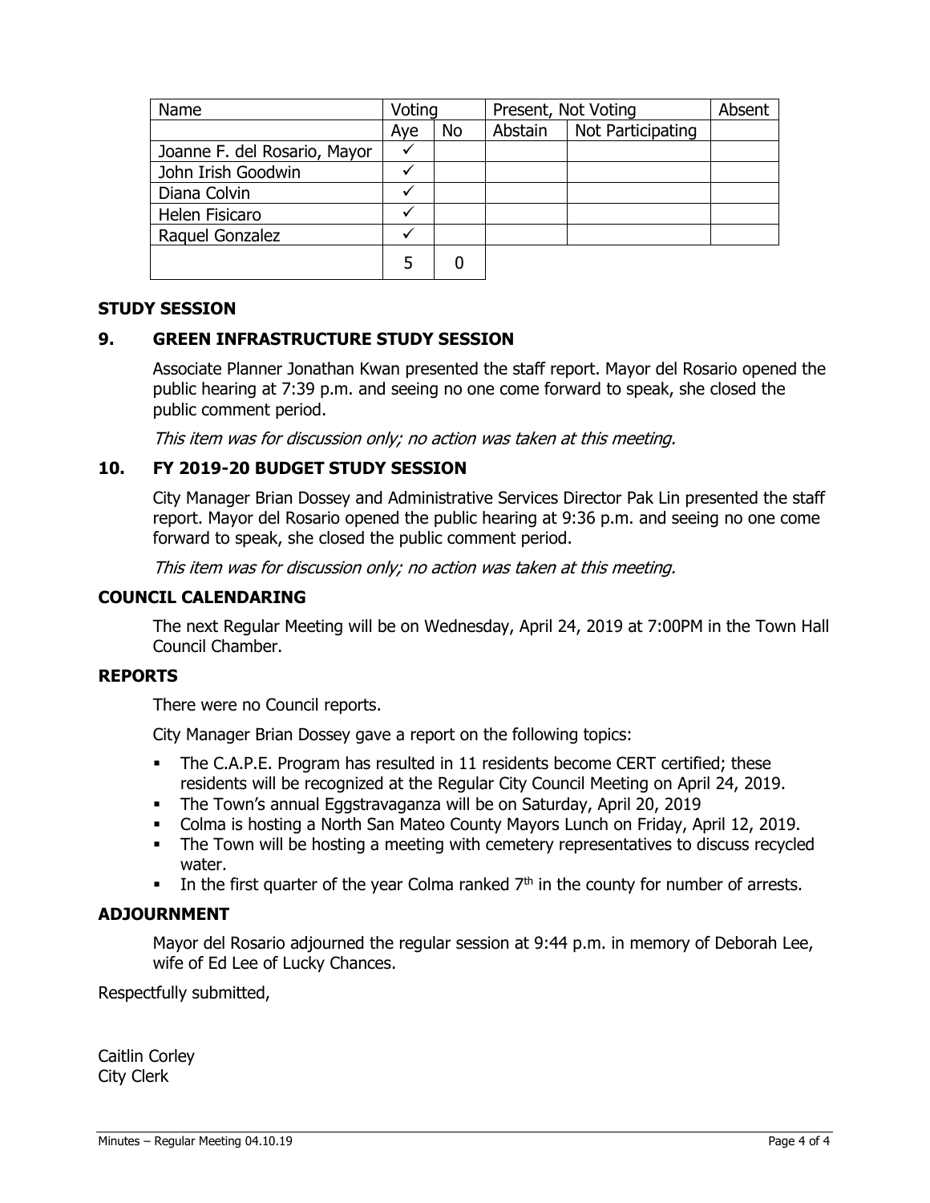| Name | Voting | | Present, Not Voting | | Absent |
|---|---|---|---|---|---|
| | Aye | No | Abstain | Not Participating | |
| Joanne F. del Rosario, Mayor | ✓ | | | | |
| John Irish Goodwin | ✓ | | | | |
| Diana Colvin | ✓ | | | | |
| Helen Fisicaro | ✓ | | | | |
| Raquel Gonzalez | ✓ | | | | |
| | 5 | 0 | | | |

**STUDY SESSION**

**9. GREEN INFRASTRUCTURE STUDY SESSION**

Associate Planner Jonathan Kwan presented the staff report. Mayor del Rosario opened the public hearing at 7:39 p.m. and seeing no one come forward to speak, she closed the public comment period.

*This item was for discussion only; no action was taken at this meeting.*

**10. FY 2019-20 BUDGET STUDY SESSION**

City Manager Brian Dossey and Administrative Services Director Pak Lin presented the staff report. Mayor del Rosario opened the public hearing at 9:36 p.m. and seeing no one come forward to speak, she closed the public comment period.

*This item was for discussion only; no action was taken at this meeting.*

**COUNCIL CALENDARING**

The next Regular Meeting will be on Wednesday, April 24, 2019 at 7:00PM in the Town Hall Council Chamber.

**REPORTS**

There were no Council reports.

City Manager Brian Dossey gave a report on the following topics:

- The C.A.P.E. Program has resulted in 11 residents become CERT certified; these residents will be recognized at the Regular City Council Meeting on April 24, 2019.
- The Town's annual Eggstravaganza will be on Saturday, April 20, 2019
- Colma is hosting a North San Mateo County Mayors Lunch on Friday, April 12, 2019.
- The Town will be hosting a meeting with cemetery representatives to discuss recycled water.
- In the first quarter of the year Colma ranked 7th in the county for number of arrests.

**ADJOURNMENT**

Mayor del Rosario adjourned the regular session at 9:44 p.m. in memory of Deborah Lee, wife of Ed Lee of Lucky Chances.

Respectfully submitted,

Caitlin Corley
City Clerk